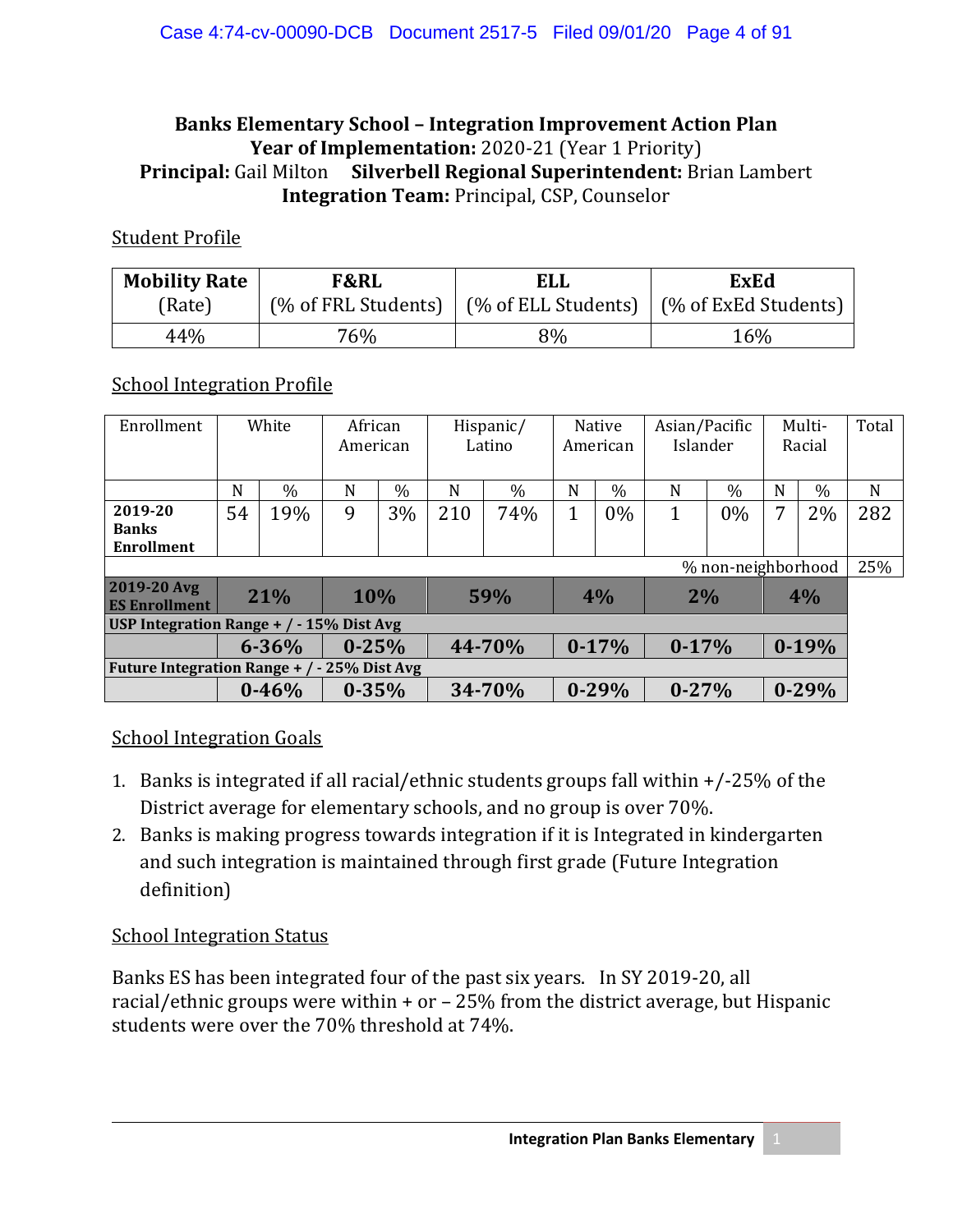# Banks Elementary School – Integration Improvement Action Plan

**Year of Implementation:** 2020-21 (Year 1 Priority)

**Principal:** Gail Milton **Silverbell Regional Superintendent:** Brian Lambert

**Integration Team:** Principal, CSP, Counselor

## Student Profile

| **Mobility Rate** (Rate) | **F&RL** (% of FRL Students) | **ELL** (% of ELL Students) | **ExEd** (% of ExEd Students) |
|---|---|---|---|
| 44% | 76% | 8% | 16% |

## School Integration Profile

| Enrollment | White | | African American | | Hispanic/ Latino | | Native American | | Asian/Pacific Islander | | Multi-Racial | | Total |
|---|---|---|---|---|---|---|---|---|---|---|---|---|---|
| | N | % | N | % | N | % | N | % | N | % | N | % | N |
| **2019-20 Banks Enrollment** | 54 | 19% | 9 | 3% | 210 | 74% | 1 | 0% | 1 | 0% | 7 | 2% | 282 |
| | | | | | | | | | | | % non-neighborhood | | 25% |
| **2019-20 Avg ES Enrollment** | **21%** | | **10%** | | **59%** | | **4%** | | **2%** | | **4%** | | |
| **USP Integration Range + / - 15% Dist Avg** | | | | | | | | | | | | | |
| | **6-36%** | | **0-25%** | | **44-70%** | | **0-17%** | | **0-17%** | | **0-19%** | | |
| **Future Integration Range + / - 25% Dist Avg** | | | | | | | | | | | | | |
| | **0-46%** | | **0-35%** | | **34-70%** | | **0-29%** | | **0-27%** | | **0-29%** | | |

## School Integration Goals

1. Banks is integrated if all racial/ethnic students groups fall within +/-25% of the District average for elementary schools, and no group is over 70%.
2. Banks is making progress towards integration if it is Integrated in kindergarten and such integration is maintained through first grade (Future Integration definition)

## School Integration Status

Banks ES has been integrated four of the past six years. In SY 2019-20, all racial/ethnic groups were within + or – 25% from the district average, but Hispanic students were over the 70% threshold at 74%.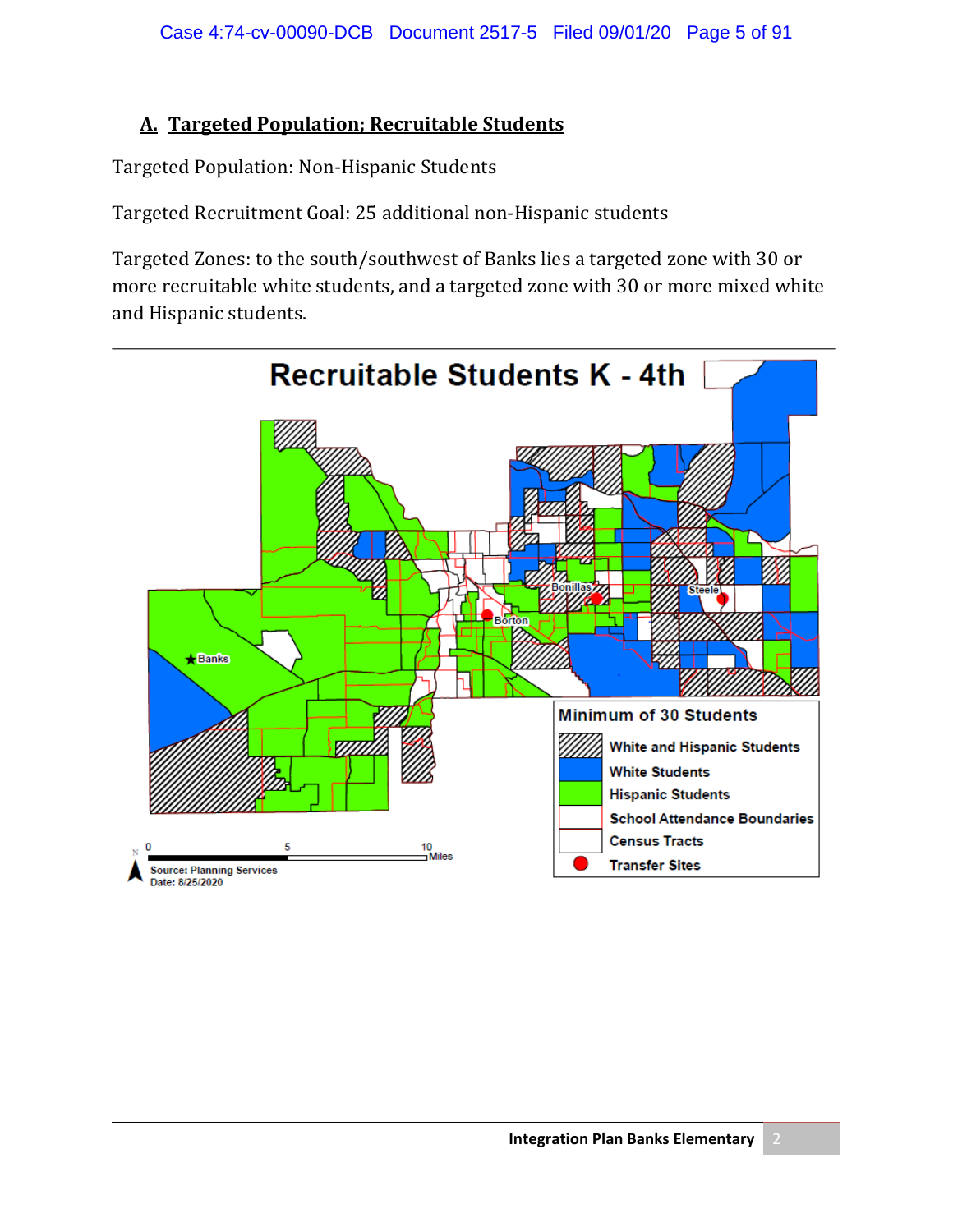## A. Targeted Population; Recruitable Students

Targeted Population: Non-Hispanic Students

Targeted Recruitment Goal: 25 additional non-Hispanic students

Targeted Zones: to the south/southwest of Banks lies a targeted zone with 30 or more recruitable white students, and a targeted zone with 30 or more mixed white and Hispanic students.

Recruitable Students K - 4th

Minimum of 30 Students

- White and Hispanic Students
- White Students
- Hispanic Students
- School Attendance Boundaries
- Census Tracts
- Transfer Sites

Source: Planning Services
Date: 8/25/2020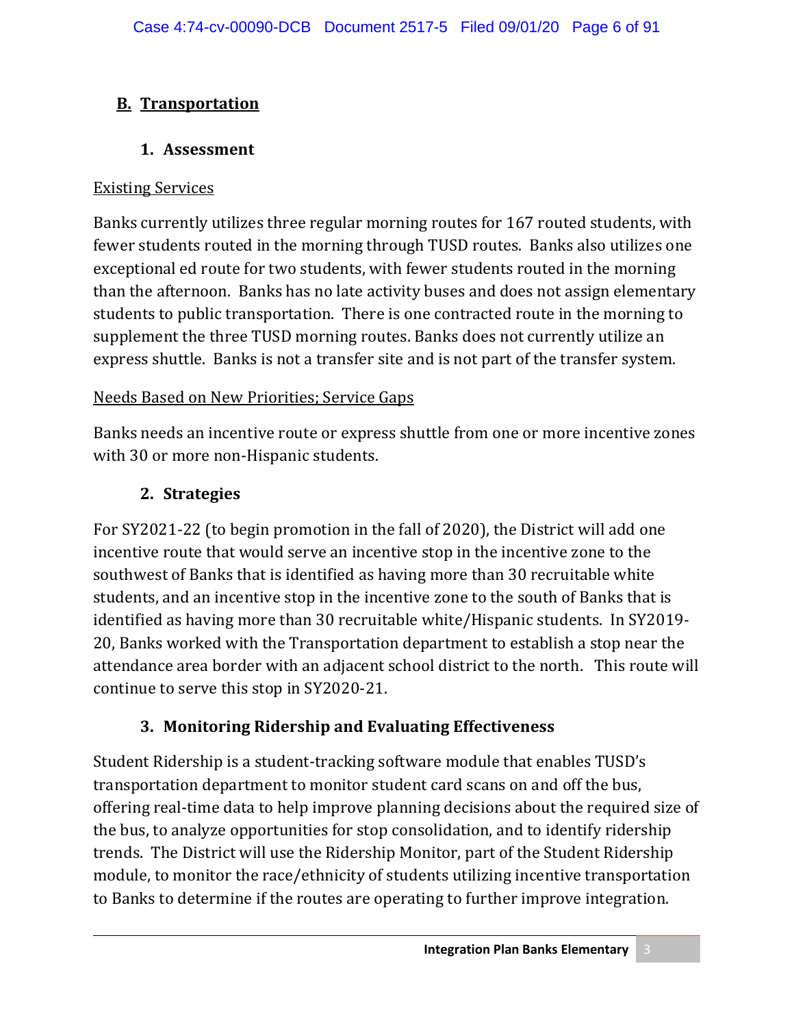## B. Transportation

### 1. Assessment

Existing Services

Banks currently utilizes three regular morning routes for 167 routed students, with fewer students routed in the morning through TUSD routes. Banks also utilizes one exceptional ed route for two students, with fewer students routed in the morning than the afternoon. Banks has no late activity buses and does not assign elementary students to public transportation. There is one contracted route in the morning to supplement the three TUSD morning routes. Banks does not currently utilize an express shuttle. Banks is not a transfer site and is not part of the transfer system.

Needs Based on New Priorities; Service Gaps

Banks needs an incentive route or express shuttle from one or more incentive zones with 30 or more non-Hispanic students.

### 2. Strategies

For SY2021-22 (to begin promotion in the fall of 2020), the District will add one incentive route that would serve an incentive stop in the incentive zone to the southwest of Banks that is identified as having more than 30 recruitable white students, and an incentive stop in the incentive zone to the south of Banks that is identified as having more than 30 recruitable white/Hispanic students. In SY2019-20, Banks worked with the Transportation department to establish a stop near the attendance area border with an adjacent school district to the north. This route will continue to serve this stop in SY2020-21.

### 3. Monitoring Ridership and Evaluating Effectiveness

Student Ridership is a student-tracking software module that enables TUSD's transportation department to monitor student card scans on and off the bus, offering real-time data to help improve planning decisions about the required size of the bus, to analyze opportunities for stop consolidation, and to identify ridership trends. The District will use the Ridership Monitor, part of the Student Ridership module, to monitor the race/ethnicity of students utilizing incentive transportation to Banks to determine if the routes are operating to further improve integration.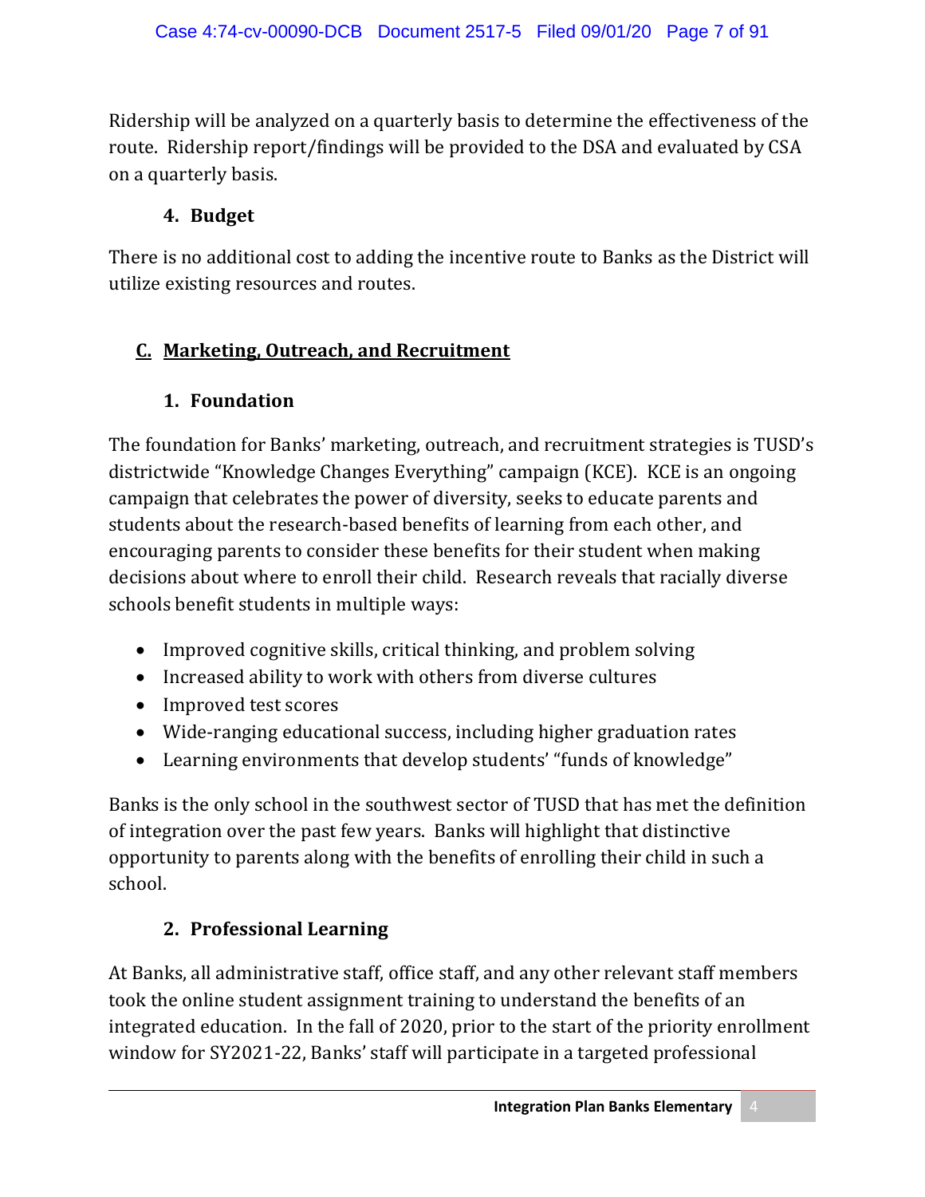Ridership will be analyzed on a quarterly basis to determine the effectiveness of the route. Ridership report/findings will be provided to the DSA and evaluated by CSA on a quarterly basis.

### 4. Budget

There is no additional cost to adding the incentive route to Banks as the District will utilize existing resources and routes.

## C. Marketing, Outreach, and Recruitment

### 1. Foundation

The foundation for Banks' marketing, outreach, and recruitment strategies is TUSD's districtwide "Knowledge Changes Everything" campaign (KCE). KCE is an ongoing campaign that celebrates the power of diversity, seeks to educate parents and students about the research-based benefits of learning from each other, and encouraging parents to consider these benefits for their student when making decisions about where to enroll their child. Research reveals that racially diverse schools benefit students in multiple ways:

- Improved cognitive skills, critical thinking, and problem solving
- Increased ability to work with others from diverse cultures
- Improved test scores
- Wide-ranging educational success, including higher graduation rates
- Learning environments that develop students' "funds of knowledge"

Banks is the only school in the southwest sector of TUSD that has met the definition of integration over the past few years. Banks will highlight that distinctive opportunity to parents along with the benefits of enrolling their child in such a school.

### 2. Professional Learning

At Banks, all administrative staff, office staff, and any other relevant staff members took the online student assignment training to understand the benefits of an integrated education. In the fall of 2020, prior to the start of the priority enrollment window for SY2021-22, Banks' staff will participate in a targeted professional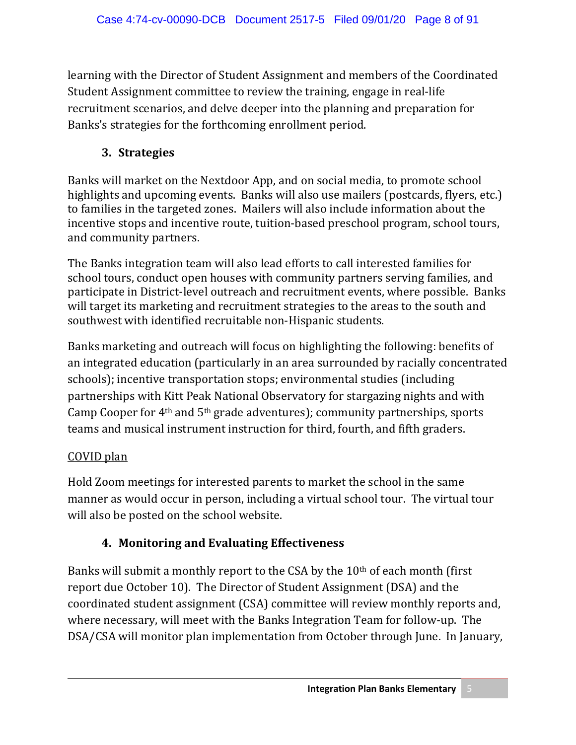learning with the Director of Student Assignment and members of the Coordinated Student Assignment committee to review the training, engage in real-life recruitment scenarios, and delve deeper into the planning and preparation for Banks's strategies for the forthcoming enrollment period.

### 3. Strategies

Banks will market on the Nextdoor App, and on social media, to promote school highlights and upcoming events. Banks will also use mailers (postcards, flyers, etc.) to families in the targeted zones. Mailers will also include information about the incentive stops and incentive route, tuition-based preschool program, school tours, and community partners.

The Banks integration team will also lead efforts to call interested families for school tours, conduct open houses with community partners serving families, and participate in District-level outreach and recruitment events, where possible. Banks will target its marketing and recruitment strategies to the areas to the south and southwest with identified recruitable non-Hispanic students.

Banks marketing and outreach will focus on highlighting the following: benefits of an integrated education (particularly in an area surrounded by racially concentrated schools); incentive transportation stops; environmental studies (including partnerships with Kitt Peak National Observatory for stargazing nights and with Camp Cooper for 4th and 5th grade adventures); community partnerships, sports teams and musical instrument instruction for third, fourth, and fifth graders.

<u>COVID plan</u>

Hold Zoom meetings for interested parents to market the school in the same manner as would occur in person, including a virtual school tour. The virtual tour will also be posted on the school website.

### 4. Monitoring and Evaluating Effectiveness

Banks will submit a monthly report to the CSA by the 10th of each month (first report due October 10). The Director of Student Assignment (DSA) and the coordinated student assignment (CSA) committee will review monthly reports and, where necessary, will meet with the Banks Integration Team for follow-up. The DSA/CSA will monitor plan implementation from October through June. In January,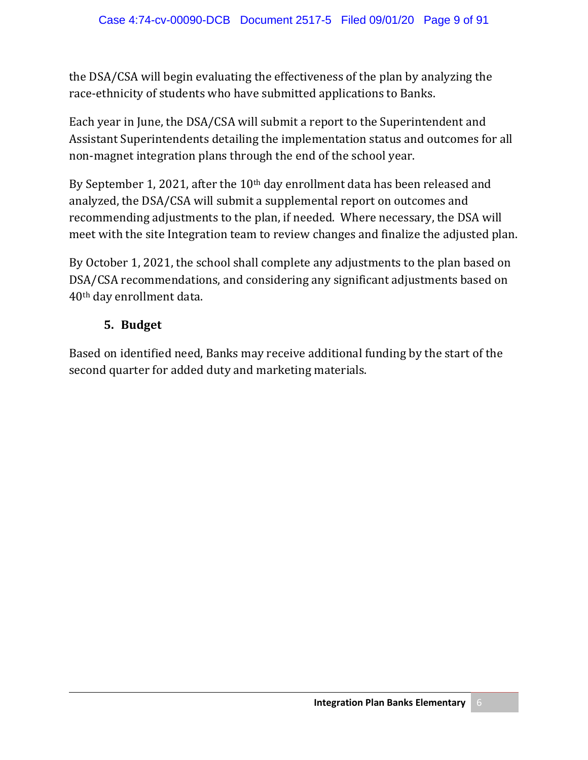the DSA/CSA will begin evaluating the effectiveness of the plan by analyzing the race-ethnicity of students who have submitted applications to Banks.

Each year in June, the DSA/CSA will submit a report to the Superintendent and Assistant Superintendents detailing the implementation status and outcomes for all non-magnet integration plans through the end of the school year.

By September 1, 2021, after the 10th day enrollment data has been released and analyzed, the DSA/CSA will submit a supplemental report on outcomes and recommending adjustments to the plan, if needed. Where necessary, the DSA will meet with the site Integration team to review changes and finalize the adjusted plan.

By October 1, 2021, the school shall complete any adjustments to the plan based on DSA/CSA recommendations, and considering any significant adjustments based on 40th day enrollment data.

### 5. Budget

Based on identified need, Banks may receive additional funding by the start of the second quarter for added duty and marketing materials.